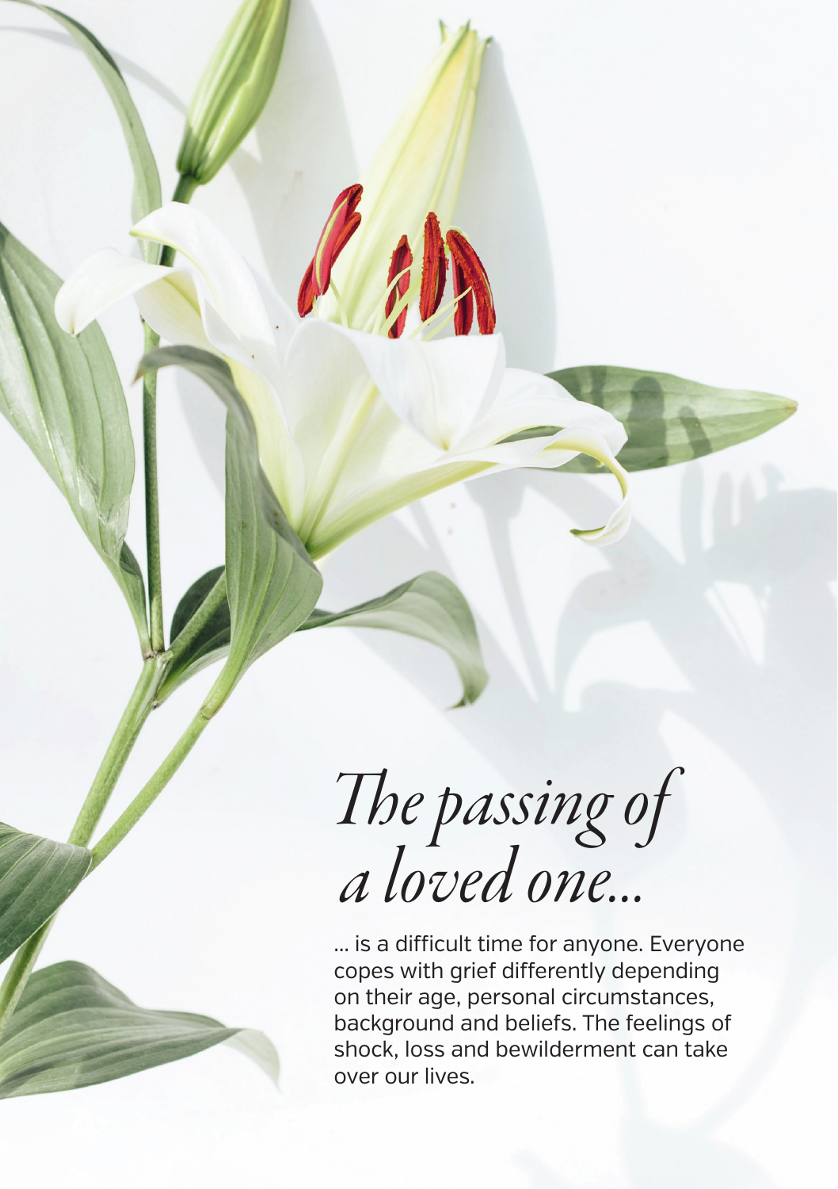# *The passing of a loved one...*

... is a difficult time for anyone. Everyone copes with grief differently depending on their age, personal circumstances, background and beliefs. The feelings of shock, loss and bewilderment can take over our lives.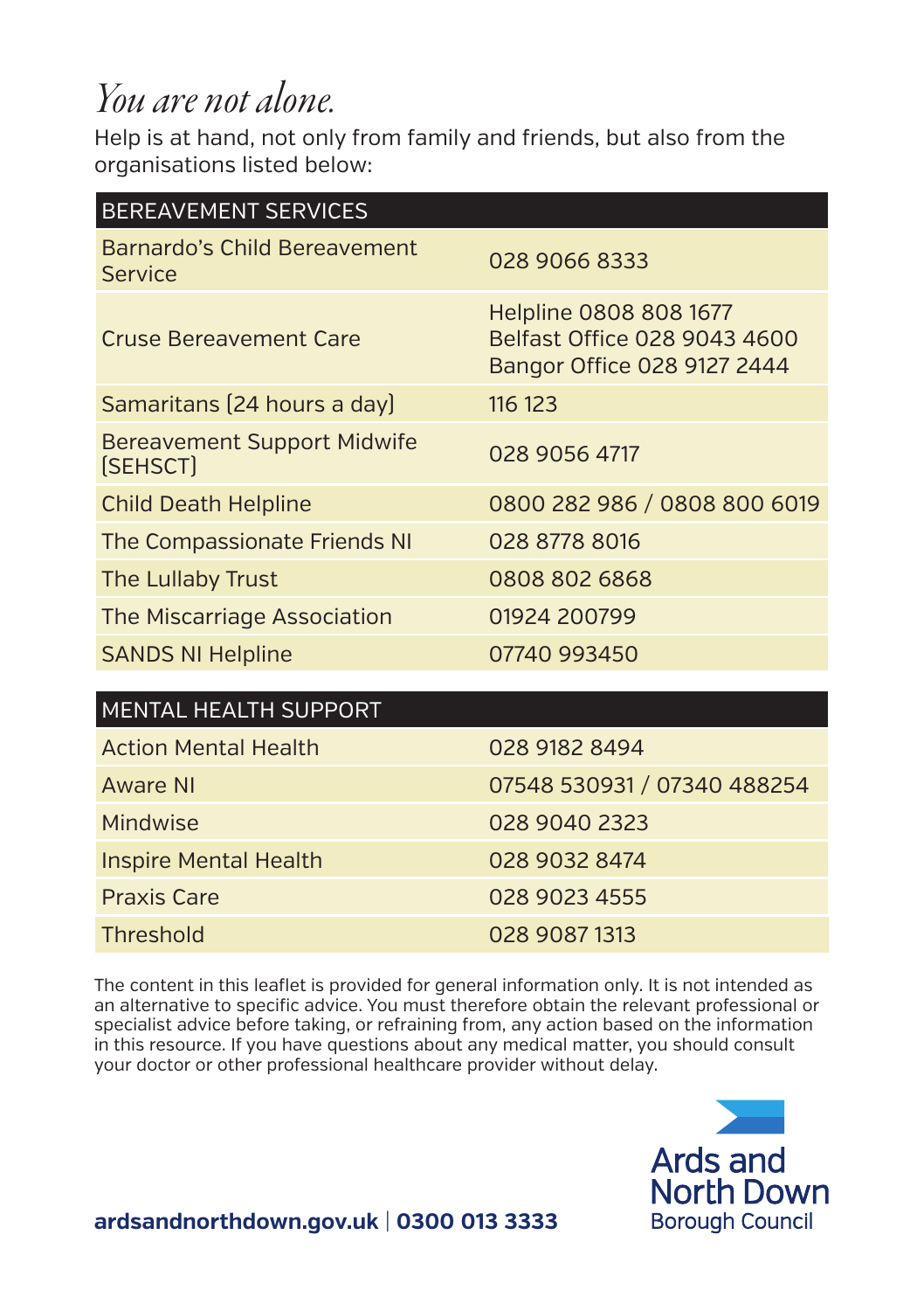# *You are not alone.*

Help is at hand, not only from family and friends, but also from the organisations listed below:

| BEREAVEMENT SERVICES | |
|---|---|
| Barnardo's Child Bereavement Service | 028 9066 8333 |
| Cruse Bereavement Care | Helpline 0808 808 1677<br>Belfast Office 028 9043 4600<br>Bangor Office 028 9127 2444 |
| Samaritans (24 hours a day) | 116 123 |
| Bereavement Support Midwife (SEHSCT) | 028 9056 4717 |
| Child Death Helpline | 0800 282 986 / 0808 800 6019 |
| The Compassionate Friends NI | 028 8778 8016 |
| The Lullaby Trust | 0808 802 6868 |
| The Miscarriage Association | 01924 200799 |
| SANDS NI Helpline | 07740 993450 |

| MENTAL HEALTH SUPPORT | |
|---|---|
| Action Mental Health | 028 9182 8494 |
| Aware NI | 07548 530931 / 07340 488254 |
| Mindwise | 028 9040 2323 |
| Inspire Mental Health | 028 9032 8474 |
| Praxis Care | 028 9023 4555 |
| Threshold | 028 9087 1313 |

The content in this leaflet is provided for general information only. It is not intended as an alternative to specific advice. You must therefore obtain the relevant professional or specialist advice before taking, or refraining from, any action based on the information in this resource. If you have questions about any medical matter, you should consult your doctor or other professional healthcare provider without delay.

**ardsandnorthdown.gov.uk** | **0300 013 3333**

Ards and North Down Borough Council